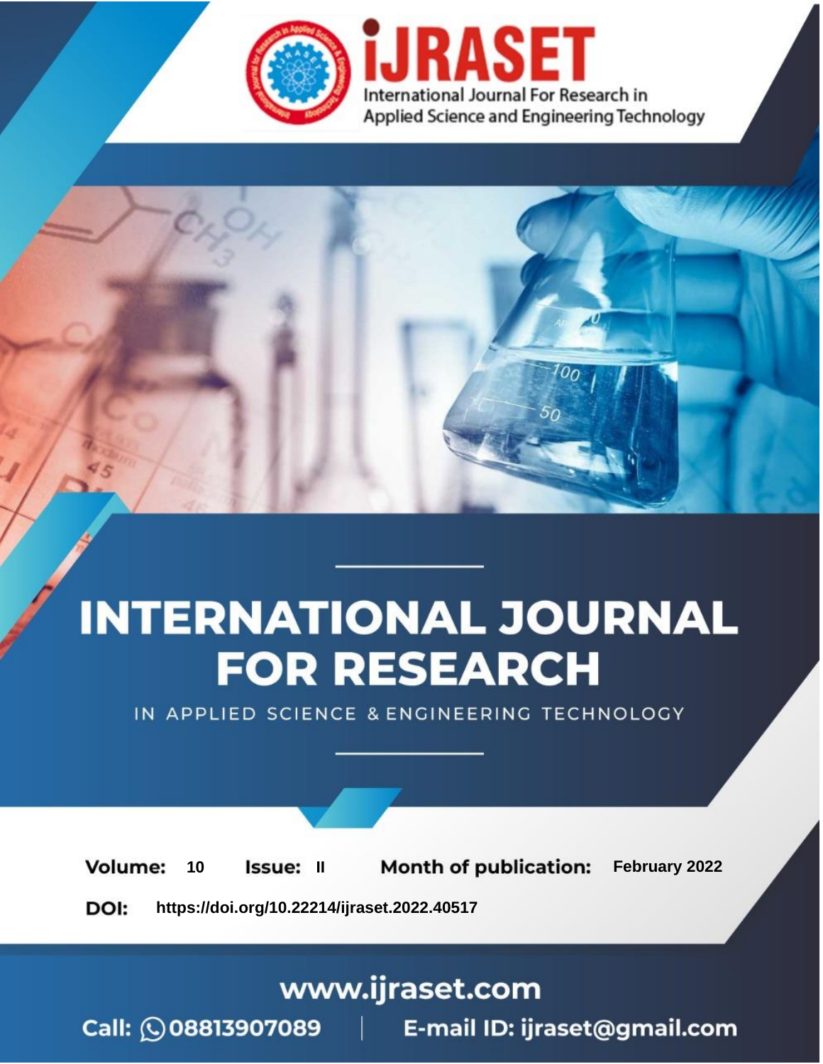iJRASET

International Journal For Research in Applied Science and Engineering Technology

# INTERNATIONAL JOURNAL FOR RESEARCH

IN APPLIED SCIENCE & ENGINEERING TECHNOLOGY

**Volume:** 10 **Issue:** II **Month of publication:** February 2022

**DOI:** https://doi.org/10.22214/ijraset.2022.40517

www.ijraset.com

Call: 08813907089 | E-mail ID: ijraset@gmail.com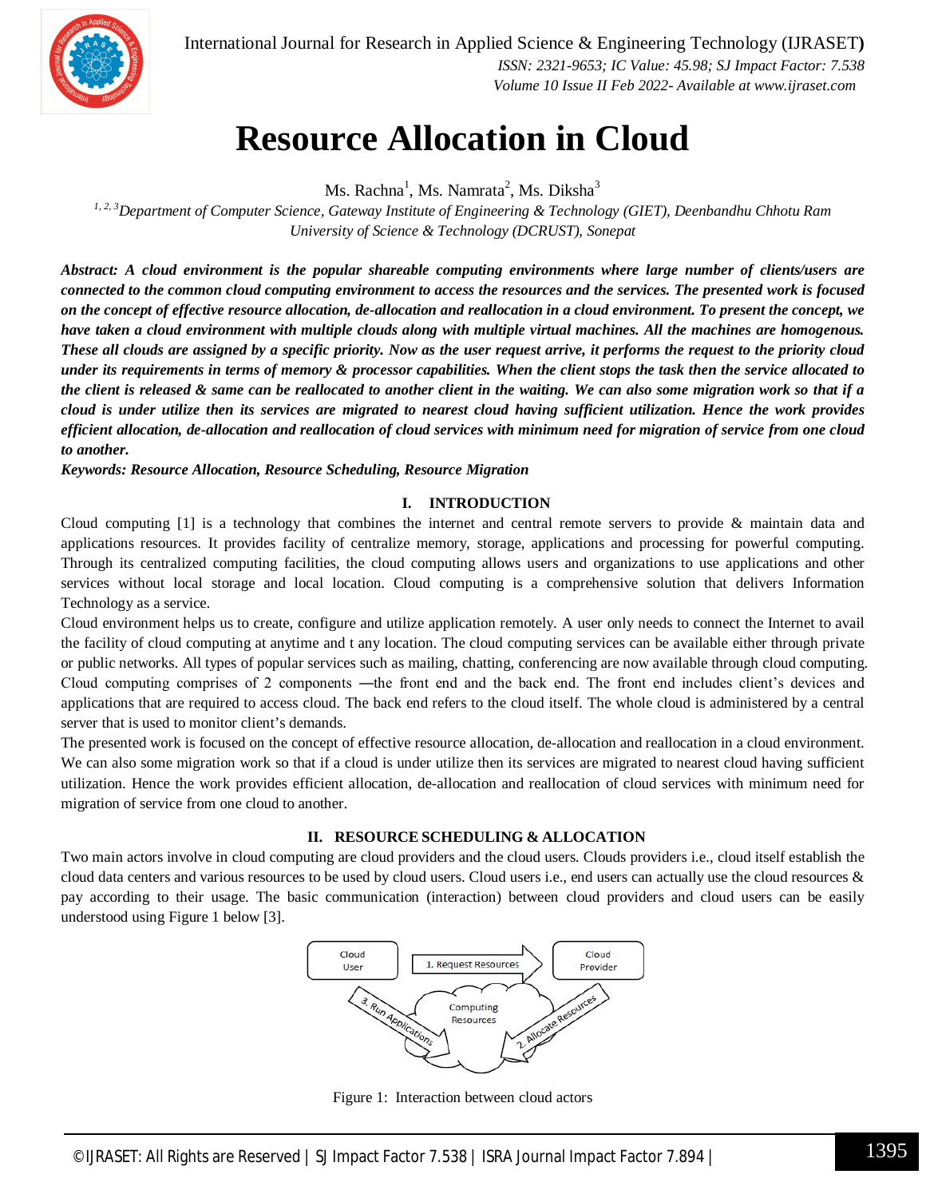# Resource Allocation in Cloud

Ms. Rachna[1], Ms. Namrata[2], Ms. Diksha[3]

[1, 2, 3]*Department of Computer Science, Gateway Institute of Engineering & Technology (GIET), Deenbandhu Chhotu Ram University of Science & Technology (DCRUST), Sonepat*

***Abstract:*** ***A cloud environment is the popular shareable computing environments where large number of clients/users are connected to the common cloud computing environment to access the resources and the services. The presented work is focused on the concept of effective resource allocation, de-allocation and reallocation in a cloud environment. To present the concept, we have taken a cloud environment with multiple clouds along with multiple virtual machines. All the machines are homogenous. These all clouds are assigned by a specific priority. Now as the user request arrive, it performs the request to the priority cloud under its requirements in terms of memory & processor capabilities. When the client stops the task then the service allocated to the client is released & same can be reallocated to another client in the waiting. We can also some migration work so that if a cloud is under utilize then its services are migrated to nearest cloud having sufficient utilization. Hence the work provides efficient allocation, de-allocation and reallocation of cloud services with minimum need for migration of service from one cloud to another.***

***Keywords:*** ***Resource Allocation, Resource Scheduling, Resource Migration***

## I. INTRODUCTION

Cloud computing [1] is a technology that combines the internet and central remote servers to provide & maintain data and applications resources. It provides facility of centralize memory, storage, applications and processing for powerful computing. Through its centralized computing facilities, the cloud computing allows users and organizations to use applications and other services without local storage and local location. Cloud computing is a comprehensive solution that delivers Information Technology as a service.

Cloud environment helps us to create, configure and utilize application remotely. A user only needs to connect the Internet to avail the facility of cloud computing at anytime and t any location. The cloud computing services can be available either through private or public networks. All types of popular services such as mailing, chatting, conferencing are now available through cloud computing. Cloud computing comprises of 2 components —the front end and the back end. The front end includes client's devices and applications that are required to access cloud. The back end refers to the cloud itself. The whole cloud is administered by a central server that is used to monitor client's demands.

The presented work is focused on the concept of effective resource allocation, de-allocation and reallocation in a cloud environment. We can also some migration work so that if a cloud is under utilize then its services are migrated to nearest cloud having sufficient utilization. Hence the work provides efficient allocation, de-allocation and reallocation of cloud services with minimum need for migration of service from one cloud to another.

## II. RESOURCE SCHEDULING & ALLOCATION

Two main actors involve in cloud computing are cloud providers and the cloud users. Clouds providers i.e., cloud itself establish the cloud data centers and various resources to be used by cloud users. Cloud users i.e., end users can actually use the cloud resources & pay according to their usage. The basic communication (interaction) between cloud providers and cloud users can be easily understood using Figure 1 below [3].

Figure 1: Interaction between cloud actors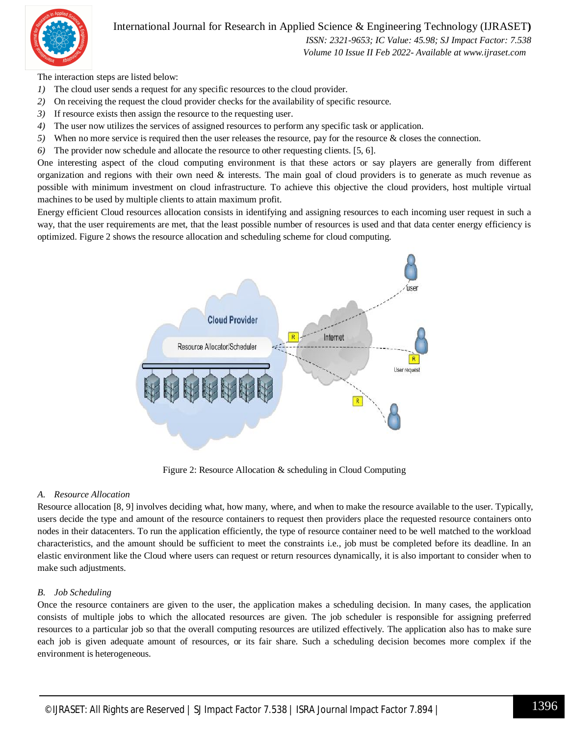The interaction steps are listed below:

1) The cloud user sends a request for any specific resources to the cloud provider.
2) On receiving the request the cloud provider checks for the availability of specific resource.
3) If resource exists then assign the resource to the requesting user.
4) The user now utilizes the services of assigned resources to perform any specific task or application.
5) When no more service is required then the user releases the resource, pay for the resource & closes the connection.
6) The provider now schedule and allocate the resource to other requesting clients. [5, 6].

One interesting aspect of the cloud computing environment is that these actors or say players are generally from different organization and regions with their own need & interests. The main goal of cloud providers is to generate as much revenue as possible with minimum investment on cloud infrastructure. To achieve this objective the cloud providers, host multiple virtual machines to be used by multiple clients to attain maximum profit.

Energy efficient Cloud resources allocation consists in identifying and assigning resources to each incoming user request in such a way, that the user requirements are met, that the least possible number of resources is used and that data center energy efficiency is optimized. Figure 2 shows the resource allocation and scheduling scheme for cloud computing.

Figure 2: Resource Allocation & scheduling in Cloud Computing

### A. Resource Allocation

Resource allocation [8, 9] involves deciding what, how many, where, and when to make the resource available to the user. Typically, users decide the type and amount of the resource containers to request then providers place the requested resource containers onto nodes in their datacenters. To run the application efficiently, the type of resource container need to be well matched to the workload characteristics, and the amount should be sufficient to meet the constraints i.e., job must be completed before its deadline. In an elastic environment like the Cloud where users can request or return resources dynamically, it is also important to consider when to make such adjustments.

### B. Job Scheduling

Once the resource containers are given to the user, the application makes a scheduling decision. In many cases, the application consists of multiple jobs to which the allocated resources are given. The job scheduler is responsible for assigning preferred resources to a particular job so that the overall computing resources are utilized effectively. The application also has to make sure each job is given adequate amount of resources, or its fair share. Such a scheduling decision becomes more complex if the environment is heterogeneous.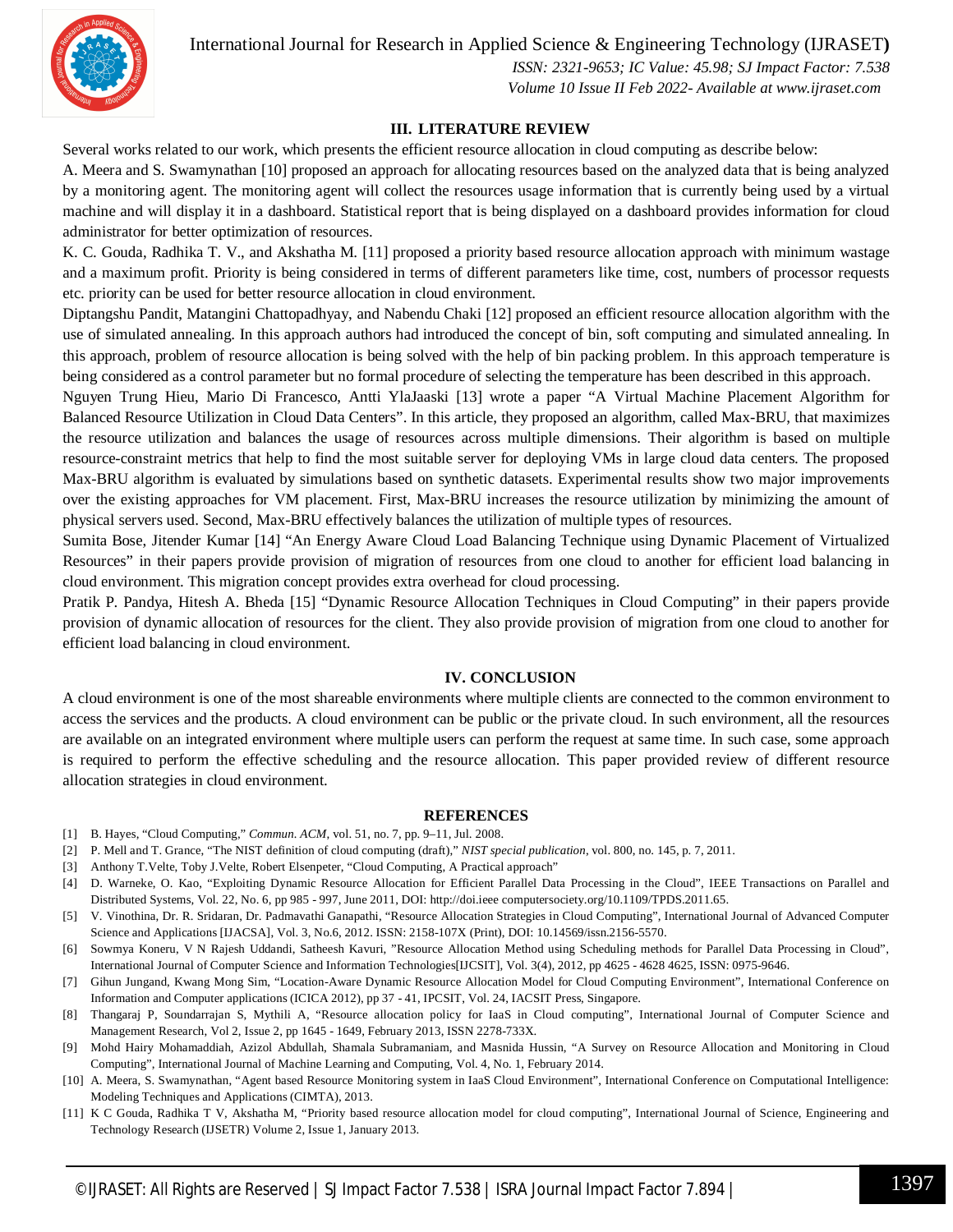## III. LITERATURE REVIEW

Several works related to our work, which presents the efficient resource allocation in cloud computing as describe below:

A. Meera and S. Swamynathan [10] proposed an approach for allocating resources based on the analyzed data that is being analyzed by a monitoring agent. The monitoring agent will collect the resources usage information that is currently being used by a virtual machine and will display it in a dashboard. Statistical report that is being displayed on a dashboard provides information for cloud administrator for better optimization of resources.

K. C. Gouda, Radhika T. V., and Akshatha M. [11] proposed a priority based resource allocation approach with minimum wastage and a maximum profit. Priority is being considered in terms of different parameters like time, cost, numbers of processor requests etc. priority can be used for better resource allocation in cloud environment.

Diptangshu Pandit, Matangini Chattopadhyay, and Nabendu Chaki [12] proposed an efficient resource allocation algorithm with the use of simulated annealing. In this approach authors had introduced the concept of bin, soft computing and simulated annealing. In this approach, problem of resource allocation is being solved with the help of bin packing problem. In this approach temperature is being considered as a control parameter but no formal procedure of selecting the temperature has been described in this approach.

Nguyen Trung Hieu, Mario Di Francesco, Antti YlaJaaski [13] wrote a paper "A Virtual Machine Placement Algorithm for Balanced Resource Utilization in Cloud Data Centers". In this article, they proposed an algorithm, called Max-BRU, that maximizes the resource utilization and balances the usage of resources across multiple dimensions. Their algorithm is based on multiple resource-constraint metrics that help to find the most suitable server for deploying VMs in large cloud data centers. The proposed Max-BRU algorithm is evaluated by simulations based on synthetic datasets. Experimental results show two major improvements over the existing approaches for VM placement. First, Max-BRU increases the resource utilization by minimizing the amount of physical servers used. Second, Max-BRU effectively balances the utilization of multiple types of resources.

Sumita Bose, Jitender Kumar [14] "An Energy Aware Cloud Load Balancing Technique using Dynamic Placement of Virtualized Resources" in their papers provide provision of migration of resources from one cloud to another for efficient load balancing in cloud environment. This migration concept provides extra overhead for cloud processing.

Pratik P. Pandya, Hitesh A. Bheda [15] "Dynamic Resource Allocation Techniques in Cloud Computing" in their papers provide provision of dynamic allocation of resources for the client. They also provide provision of migration from one cloud to another for efficient load balancing in cloud environment.

## IV. CONCLUSION

A cloud environment is one of the most shareable environments where multiple clients are connected to the common environment to access the services and the products. A cloud environment can be public or the private cloud. In such environment, all the resources are available on an integrated environment where multiple users can perform the request at same time. In such case, some approach is required to perform the effective scheduling and the resource allocation. This paper provided review of different resource allocation strategies in cloud environment.

## REFERENCES

[1] B. Hayes, "Cloud Computing," *Commun. ACM*, vol. 51, no. 7, pp. 9–11, Jul. 2008.

[2] P. Mell and T. Grance, "The NIST definition of cloud computing (draft)," *NIST special publication*, vol. 800, no. 145, p. 7, 2011.

[3] Anthony T.Velte, Toby J.Velte, Robert Elsenpeter, "Cloud Computing, A Practical approach"

[4] D. Warneke, O. Kao, "Exploiting Dynamic Resource Allocation for Efficient Parallel Data Processing in the Cloud", IEEE Transactions on Parallel and Distributed Systems, Vol. 22, No. 6, pp 985 - 997, June 2011, DOI: http://doi.ieee computersociety.org/10.1109/TPDS.2011.65.

[5] V. Vinothina, Dr. R. Sridaran, Dr. Padmavathi Ganapathi, "Resource Allocation Strategies in Cloud Computing", International Journal of Advanced Computer Science and Applications [IJACSA], Vol. 3, No.6, 2012. ISSN: 2158-107X (Print), DOI: 10.14569/issn.2156-5570.

[6] Sowmya Koneru, V N Rajesh Uddandi, Satheesh Kavuri, "Resource Allocation Method using Scheduling methods for Parallel Data Processing in Cloud", International Journal of Computer Science and Information Technologies[IJCSIT], Vol. 3(4), 2012, pp 4625 - 4628 4625, ISSN: 0975-9646.

[7] Gihun Jungand, Kwang Mong Sim, "Location-Aware Dynamic Resource Allocation Model for Cloud Computing Environment", International Conference on Information and Computer applications (ICICA 2012), pp 37 - 41, IPCSIT, Vol. 24, IACSIT Press, Singapore.

[8] Thangaraj P, Soundarrajan S, Mythili A, "Resource allocation policy for IaaS in Cloud computing", International Journal of Computer Science and Management Research, Vol 2, Issue 2, pp 1645 - 1649, February 2013, ISSN 2278-733X.

[9] Mohd Hairy Mohamaddiah, Azizol Abdullah, Shamala Subramaniam, and Masnida Hussin, "A Survey on Resource Allocation and Monitoring in Cloud Computing", International Journal of Machine Learning and Computing, Vol. 4, No. 1, February 2014.

[10] A. Meera, S. Swamynathan, "Agent based Resource Monitoring system in IaaS Cloud Environment", International Conference on Computational Intelligence: Modeling Techniques and Applications (CIMTA), 2013.

[11] K C Gouda, Radhika T V, Akshatha M, "Priority based resource allocation model for cloud computing", International Journal of Science, Engineering and Technology Research (IJSETR) Volume 2, Issue 1, January 2013.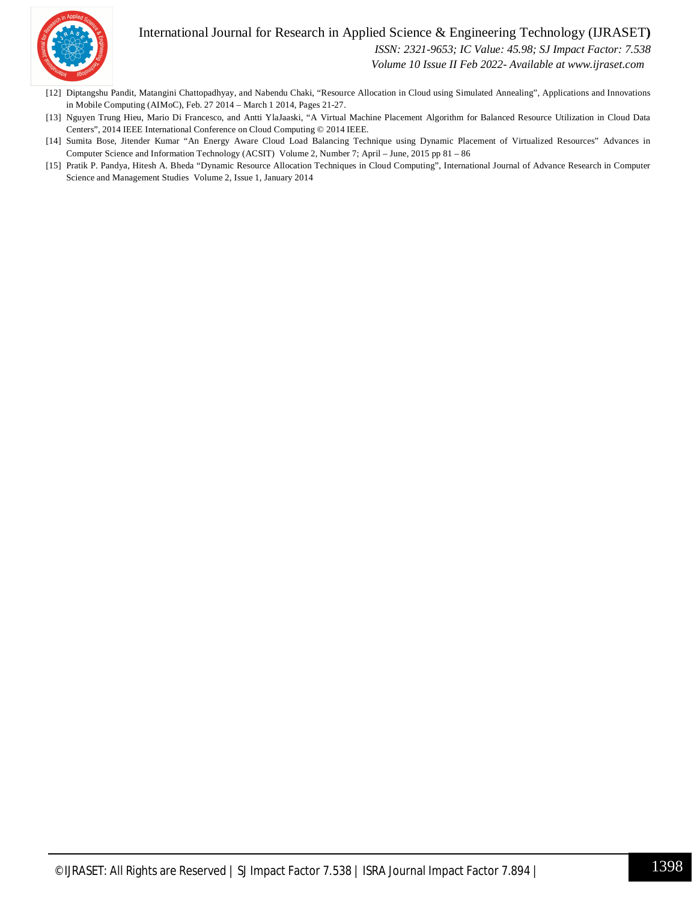[12] Diptangshu Pandit, Matangini Chattopadhyay, and Nabendu Chaki, "Resource Allocation in Cloud using Simulated Annealing", Applications and Innovations in Mobile Computing (AIMoC), Feb. 27 2014 – March 1 2014, Pages 21-27.

[13] Nguyen Trung Hieu, Mario Di Francesco, and Antti YlaJaaski, "A Virtual Machine Placement Algorithm for Balanced Resource Utilization in Cloud Data Centers", 2014 IEEE International Conference on Cloud Computing © 2014 IEEE.

[14] Sumita Bose, Jitender Kumar "An Energy Aware Cloud Load Balancing Technique using Dynamic Placement of Virtualized Resources" Advances in Computer Science and Information Technology (ACSIT) Volume 2, Number 7; April – June, 2015 pp 81 – 86

[15] Pratik P. Pandya, Hitesh A. Bheda "Dynamic Resource Allocation Techniques in Cloud Computing", International Journal of Advance Research in Computer Science and Management Studies Volume 2, Issue 1, January 2014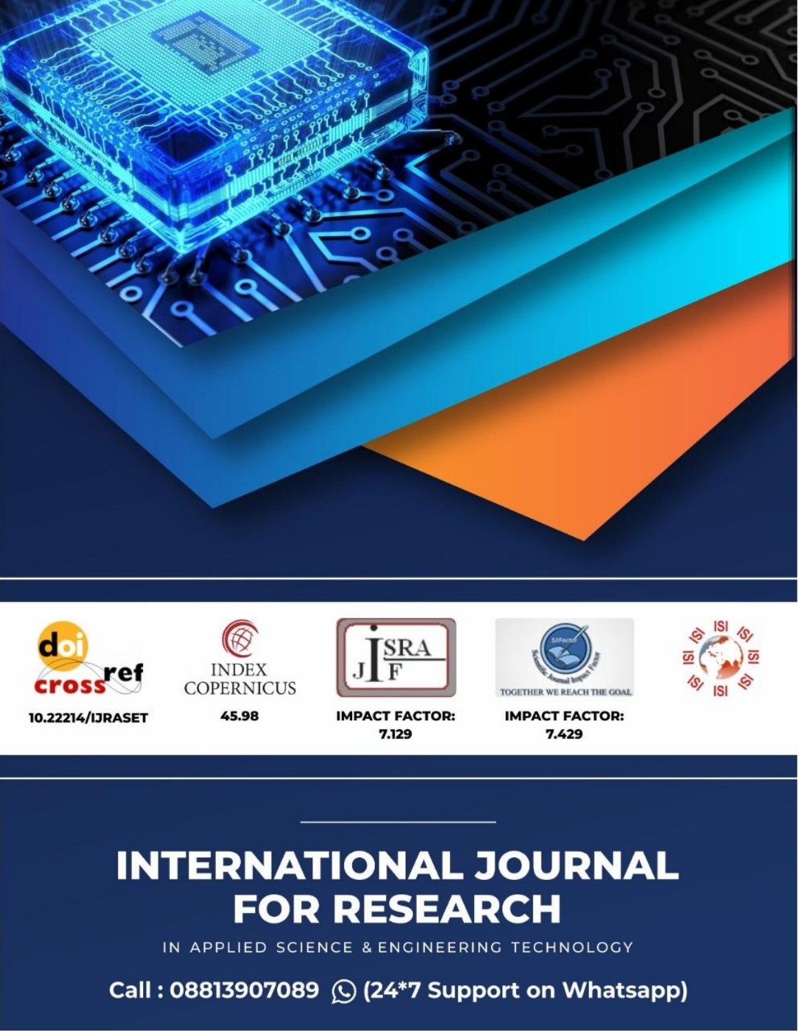10.22214/IJRASET

INDEX COPERNICUS

45.98

IMPACT FACTOR: 7.129

IMPACT FACTOR: 7.429

# INTERNATIONAL JOURNAL FOR RESEARCH

IN APPLIED SCIENCE & ENGINEERING TECHNOLOGY

Call : 08813907089 (24*7 Support on Whatsapp)